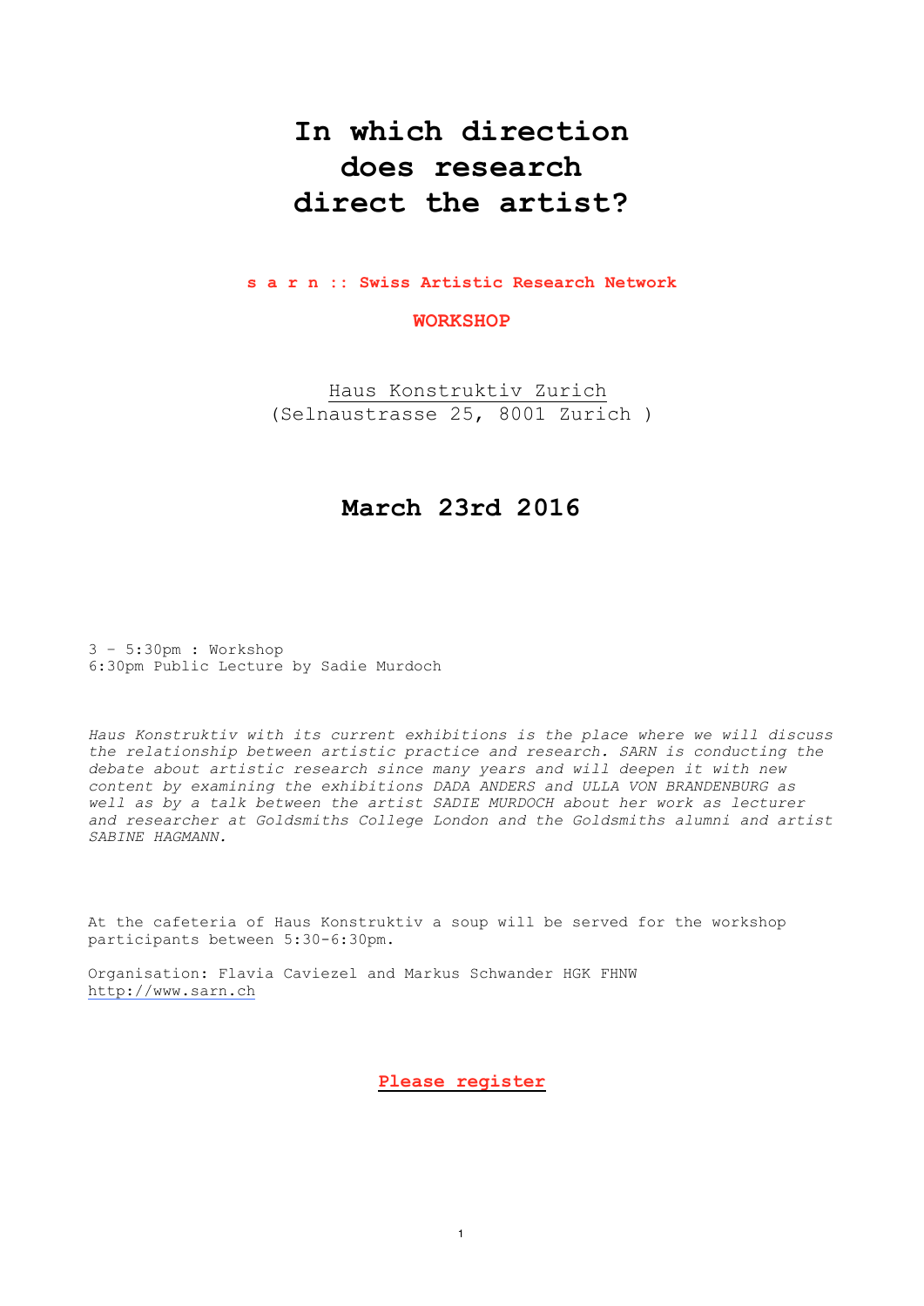# In which direction does research direct the artist?

**s a r n :: Swiss Artistic Research Network**

**WORKSHOP**

Haus Konstruktiv Zurich
(Selnaustrasse 25, 8001 Zurich )

## March 23rd 2016

3 – 5:30pm : Workshop
6:30pm Public Lecture by Sadie Murdoch

*Haus Konstruktiv with its current exhibitions is the place where we will discuss the relationship between artistic practice and research. SARN is conducting the debate about artistic research since many years and will deepen it with new content by examining the exhibitions DADA ANDERS and ULLA VON BRANDENBURG as well as by a talk between the artist SADIE MURDOCH about her work as lecturer and researcher at Goldsmiths College London and the Goldsmiths alumni and artist SABINE HAGMANN.*

At the cafeteria of Haus Konstruktiv a soup will be served for the workshop participants between 5:30-6:30pm.

Organisation: Flavia Caviezel and Markus Schwander HGK FHNW
http://www.sarn.ch

**Please register**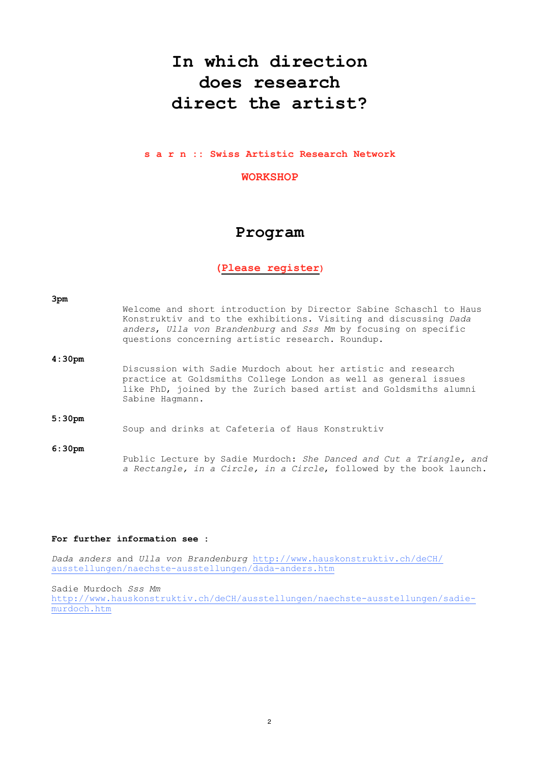# In which direction does research direct the artist?

**s a r n :: Swiss Artistic Research Network**

**WORKSHOP**

## Program

**(Please register)**

**3pm**

Welcome and short introduction by Director Sabine Schaschl to Haus Konstruktiv and to the exhibitions. Visiting and discussing *Dada anders*, *Ulla von Brandenburg* and *Sss Mm* by focusing on specific questions concerning artistic research. Roundup.

**4:30pm**

Discussion with Sadie Murdoch about her artistic and research practice at Goldsmiths College London as well as general issues like PhD, joined by the Zurich based artist and Goldsmiths alumni Sabine Hagmann.

**5:30pm**

Soup and drinks at Cafeteria of Haus Konstruktiv

**6:30pm**

Public Lecture by Sadie Murdoch: *She Danced and Cut a Triangle, and a Rectangle, in a Circle, in a Circle*, followed by the book launch.

**For further information see :**

*Dada anders* and *Ulla von Brandenburg* http://www.hauskonstruktiv.ch/deCH/ausstellungen/naechste-ausstellungen/dada-anders.htm

Sadie Murdoch *Sss Mm*
http://www.hauskonstruktiv.ch/deCH/ausstellungen/naechste-ausstellungen/sadie-murdoch.htm